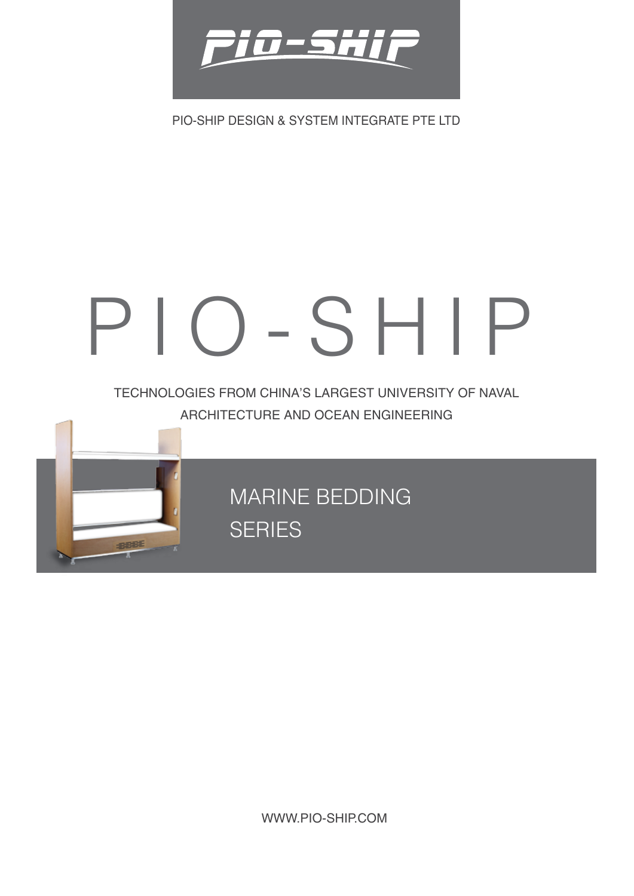PIO-SHIP

PIO-SHIP DESIGN & SYSTEM INTEGRATE PTE LTD

# PIO-SHIP

TECHNOLOGIES FROM CHINA'S LARGEST UNIVERSITY OF NAVAL ARCHITECTURE AND OCEAN ENGINEERING

## MARINE BEDDING SERIES

WWW.PIO-SHIP.COM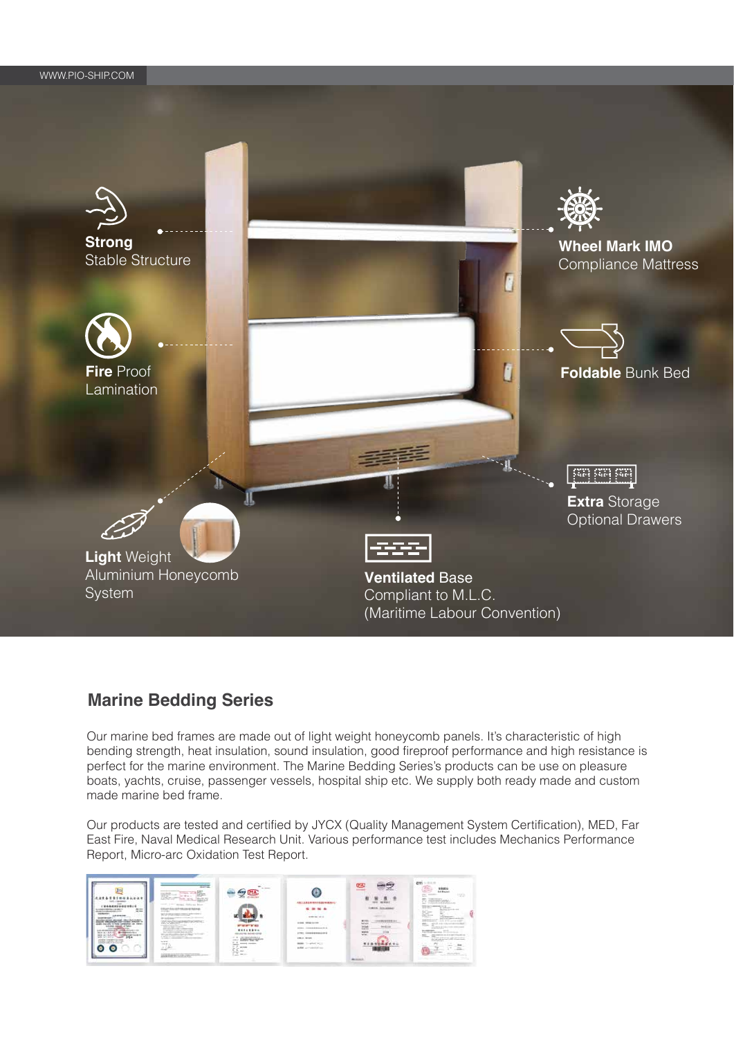**Strong** Stable Structure

**Fire** Proof Lamination

**Light** Weight Aluminium Honeycomb System

**Wheel Mark IMO** Compliance Mattress

**Foldable** Bunk Bed

**Extra** Storage Optional Drawers

**Ventilated** Base Compliant to M.L.C. (Maritime Labour Convention)

## Marine Bedding Series

Our marine bed frames are made out of light weight honeycomb panels. It's characteristic of high bending strength, heat insulation, sound insulation, good fireproof performance and high resistance is perfect for the marine environment. The Marine Bedding Series's products can be use on pleasure boats, yachts, cruise, passenger vessels, hospital ship etc. We supply both ready made and custom made marine bed frame.

Our products are tested and certified by JYCX (Quality Management System Certification), MED, Far East Fire, Naval Medical Research Unit. Various performance test includes Mechanics Performance Report, Micro-arc Oxidation Test Report.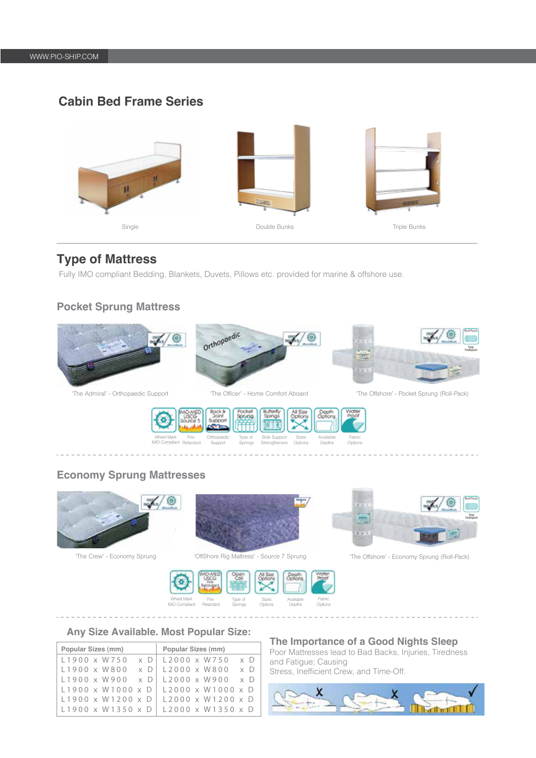## Cabin Bed Frame Series

Single

Double Bunks

Triple Bunks

## Type of Mattress

Fully IMO compliant Bedding, Blankets, Duvets, Pillows etc. provided for marine & offshore use.

### Pocket Sprung Mattress

'The Admiral' - Orthopaedic Support

'The Officer' - Home Comfort Aboard

'The Offshore' - Pocket Sprung (Roll-Pack)

Wheel Mark IMO Compliant · Fire Retardant · Orthopaedic Support · Type of Springs · Side Support Strengtheners · Sizes Options · Available Depths · Fabric Options

### Economy Sprung Mattresses

'The Crew' - Economy Sprung

'OffShore Rig Mattress' - Source 7 Sprung

'The Offshore' - Economy Sprung (Roll-Pack)

Wheel Mark IMO Compliant · Fire Retardant · Type of Springs · Sizes Options · Available Depths · Fabric Options

### Any Size Available. Most Popular Size:

| Popular Sizes (mm) | Popular Sizes (mm) |
|---|---|
| L1900 x W750 x D | L2000 x W750 x D |
| L1900 x W800 x D | L2000 x W800 x D |
| L1900 x W900 x D | L2000 x W900 x D |
| L1900 x W1000 x D | L2000 x W1000 x D |
| L1900 x W1200 x D | L2000 x W1200 x D |
| L1900 x W1350 x D | L2000 x W1350 x D |

### The Importance of a Good Nights Sleep

Poor Mattresses lead to Bad Backs, Injuries, Tiredness and Fatigue; Causing
Stress, Inefficient Crew, and Time-Off.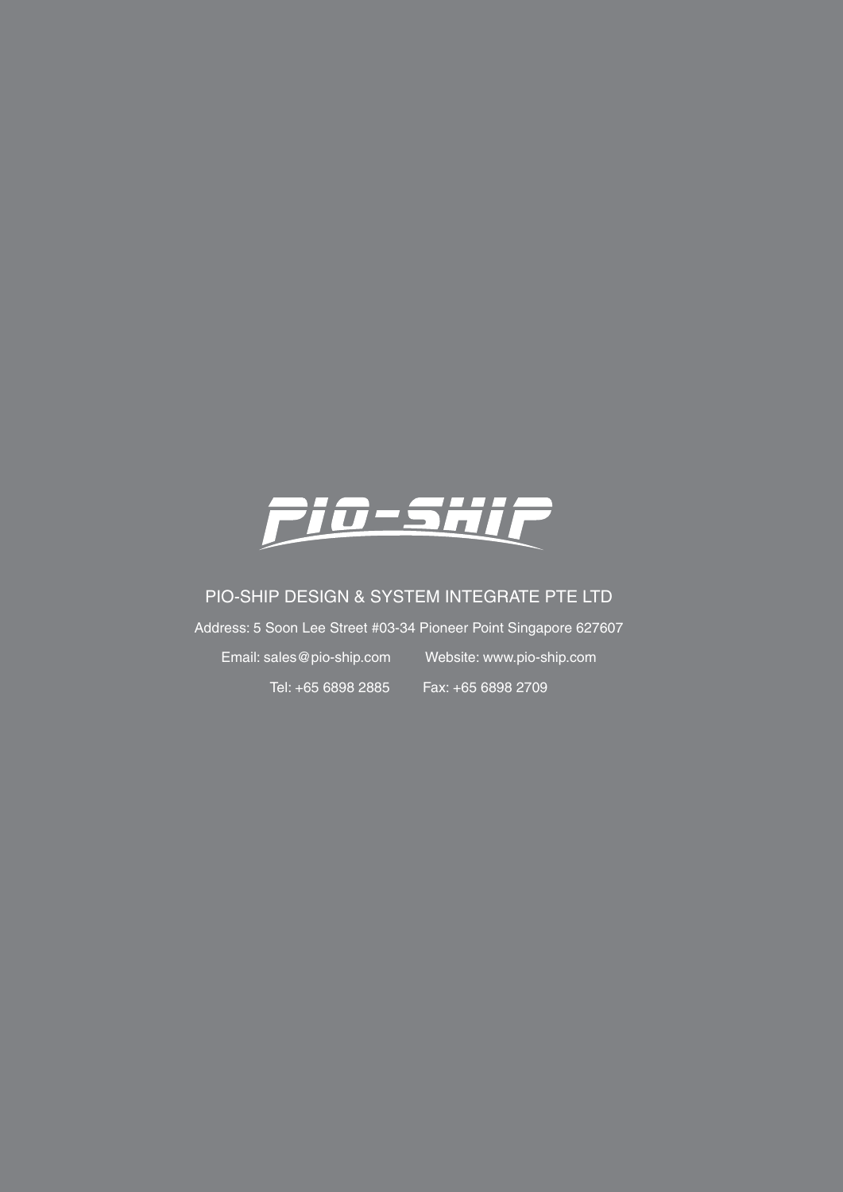PIO-SHIP

PIO-SHIP DESIGN & SYSTEM INTEGRATE PTE LTD

Address: 5 Soon Lee Street #03-34 Pioneer Point Singapore 627607

Email: sales@pio-ship.com Website: www.pio-ship.com

Tel: +65 6898 2885 Fax: +65 6898 2709